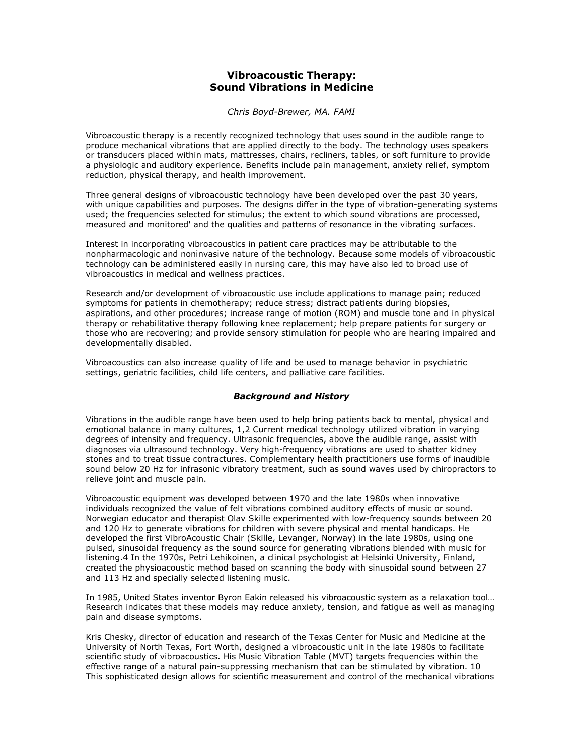# Vibroacoustic Therapy: Sound Vibrations in Medicine

*Chris Boyd-Brewer, MA. FAMI*

Vibroacoustic therapy is a recently recognized technology that uses sound in the audible range to produce mechanical vibrations that are applied directly to the body. The technology uses speakers or transducers placed within mats, mattresses, chairs, recliners, tables, or soft furniture to provide a physiologic and auditory experience. Benefits include pain management, anxiety relief, symptom reduction, physical therapy, and health improvement.

Three general designs of vibroacoustic technology have been developed over the past 30 years, with unique capabilities and purposes. The designs differ in the type of vibration-generating systems used; the frequencies selected for stimulus; the extent to which sound vibrations are processed, measured and monitored' and the qualities and patterns of resonance in the vibrating surfaces.

Interest in incorporating vibroacoustics in patient care practices may be attributable to the nonpharmacologic and noninvasive nature of the technology. Because some models of vibroacoustic technology can be administered easily in nursing care, this may have also led to broad use of vibroacoustics in medical and wellness practices.

Research and/or development of vibroacoustic use include applications to manage pain; reduced symptoms for patients in chemotherapy; reduce stress; distract patients during biopsies, aspirations, and other procedures; increase range of motion (ROM) and muscle tone and in physical therapy or rehabilitative therapy following knee replacement; help prepare patients for surgery or those who are recovering; and provide sensory stimulation for people who are hearing impaired and developmentally disabled.

Vibroacoustics can also increase quality of life and be used to manage behavior in psychiatric settings, geriatric facilities, child life centers, and palliative care facilities.

### *Background and History*

Vibrations in the audible range have been used to help bring patients back to mental, physical and emotional balance in many cultures, 1,2 Current medical technology utilized vibration in varying degrees of intensity and frequency. Ultrasonic frequencies, above the audible range, assist with diagnoses via ultrasound technology. Very high-frequency vibrations are used to shatter kidney stones and to treat tissue contractures. Complementary health practitioners use forms of inaudible sound below 20 Hz for infrasonic vibratory treatment, such as sound waves used by chiropractors to relieve joint and muscle pain.

Vibroacoustic equipment was developed between 1970 and the late 1980s when innovative individuals recognized the value of felt vibrations combined auditory effects of music or sound. Norwegian educator and therapist Olav Skille experimented with low-frequency sounds between 20 and 120 Hz to generate vibrations for children with severe physical and mental handicaps. He developed the first VibroAcoustic Chair (Skille, Levanger, Norway) in the late 1980s, using one pulsed, sinusoidal frequency as the sound source for generating vibrations blended with music for listening.4 In the 1970s, Petri Lehikoinen, a clinical psychologist at Helsinki University, Finland, created the physioacoustic method based on scanning the body with sinusoidal sound between 27 and 113 Hz and specially selected listening music.

In 1985, United States inventor Byron Eakin released his vibroacoustic system as a relaxation tool… Research indicates that these models may reduce anxiety, tension, and fatigue as well as managing pain and disease symptoms.

Kris Chesky, director of education and research of the Texas Center for Music and Medicine at the University of North Texas, Fort Worth, designed a vibroacoustic unit in the late 1980s to facilitate scientific study of vibroacoustics. His Music Vibration Table (MVT) targets frequencies within the effective range of a natural pain-suppressing mechanism that can be stimulated by vibration. 10 This sophisticated design allows for scientific measurement and control of the mechanical vibrations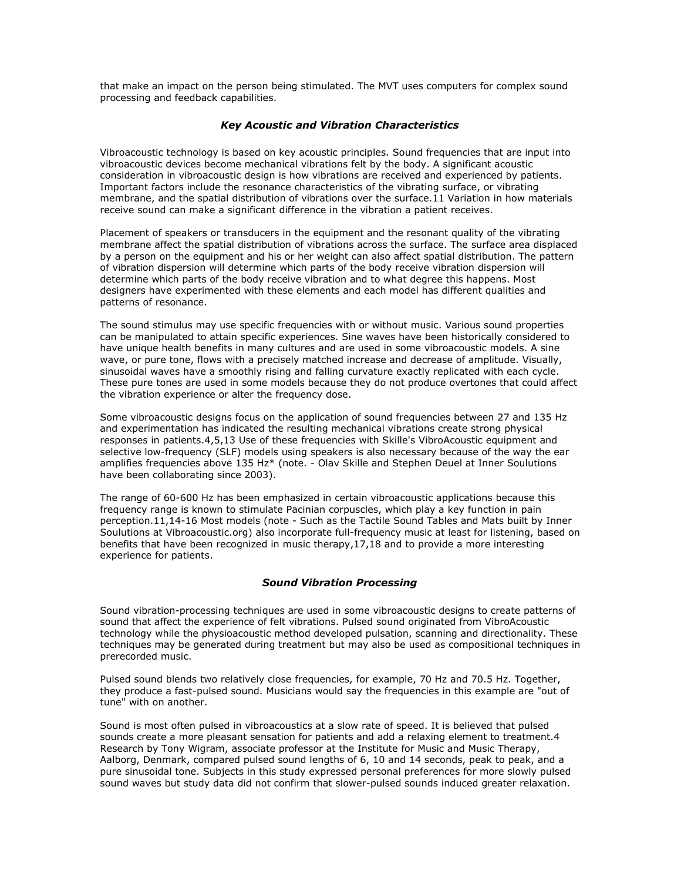that make an impact on the person being stimulated. The MVT uses computers for complex sound processing and feedback capabilities.

### *Key Acoustic and Vibration Characteristics*

Vibroacoustic technology is based on key acoustic principles. Sound frequencies that are input into vibroacoustic devices become mechanical vibrations felt by the body. A significant acoustic consideration in vibroacoustic design is how vibrations are received and experienced by patients. Important factors include the resonance characteristics of the vibrating surface, or vibrating membrane, and the spatial distribution of vibrations over the surface.[11] Variation in how materials receive sound can make a significant difference in the vibration a patient receives.

Placement of speakers or transducers in the equipment and the resonant quality of the vibrating membrane affect the spatial distribution of vibrations across the surface. The surface area displaced by a person on the equipment and his or her weight can also affect spatial distribution. The pattern of vibration dispersion will determine which parts of the body receive vibration dispersion will determine which parts of the body receive vibration and to what degree this happens. Most designers have experimented with these elements and each model has different qualities and patterns of resonance.

The sound stimulus may use specific frequencies with or without music. Various sound properties can be manipulated to attain specific experiences. Sine waves have been historically considered to have unique health benefits in many cultures and are used in some vibroacoustic models. A sine wave, or pure tone, flows with a precisely matched increase and decrease of amplitude. Visually, sinusoidal waves have a smoothly rising and falling curvature exactly replicated with each cycle. These pure tones are used in some models because they do not produce overtones that could affect the vibration experience or alter the frequency dose.

Some vibroacoustic designs focus on the application of sound frequencies between 27 and 135 Hz and experimentation has indicated the resulting mechanical vibrations create strong physical responses in patients.[4,5,13] Use of these frequencies with Skille's VibroAcoustic equipment and selective low-frequency (SLF) models using speakers is also necessary because of the way the ear amplifies frequencies above 135 Hz* (note. - Olav Skille and Stephen Deuel at Inner Soulutions have been collaborating since 2003).

The range of 60-600 Hz has been emphasized in certain vibroacoustic applications because this frequency range is known to stimulate Pacinian corpuscles, which play a key function in pain perception.[11,14-16] Most models (note - Such as the Tactile Sound Tables and Mats built by Inner Soulutions at Vibroacoustic.org) also incorporate full-frequency music at least for listening, based on benefits that have been recognized in music therapy,[17,18] and to provide a more interesting experience for patients.

### *Sound Vibration Processing*

Sound vibration-processing techniques are used in some vibroacoustic designs to create patterns of sound that affect the experience of felt vibrations. Pulsed sound originated from VibroAcoustic technology while the physioacoustic method developed pulsation, scanning and directionality. These techniques may be generated during treatment but may also be used as compositional techniques in prerecorded music.

Pulsed sound blends two relatively close frequencies, for example, 70 Hz and 70.5 Hz. Together, they produce a fast-pulsed sound. Musicians would say the frequencies in this example are "out of tune" with on another.

Sound is most often pulsed in vibroacoustics at a slow rate of speed. It is believed that pulsed sounds create a more pleasant sensation for patients and add a relaxing element to treatment.[4] Research by Tony Wigram, associate professor at the Institute for Music and Music Therapy, Aalborg, Denmark, compared pulsed sound lengths of 6, 10 and 14 seconds, peak to peak, and a pure sinusoidal tone. Subjects in this study expressed personal preferences for more slowly pulsed sound waves but study data did not confirm that slower-pulsed sounds induced greater relaxation.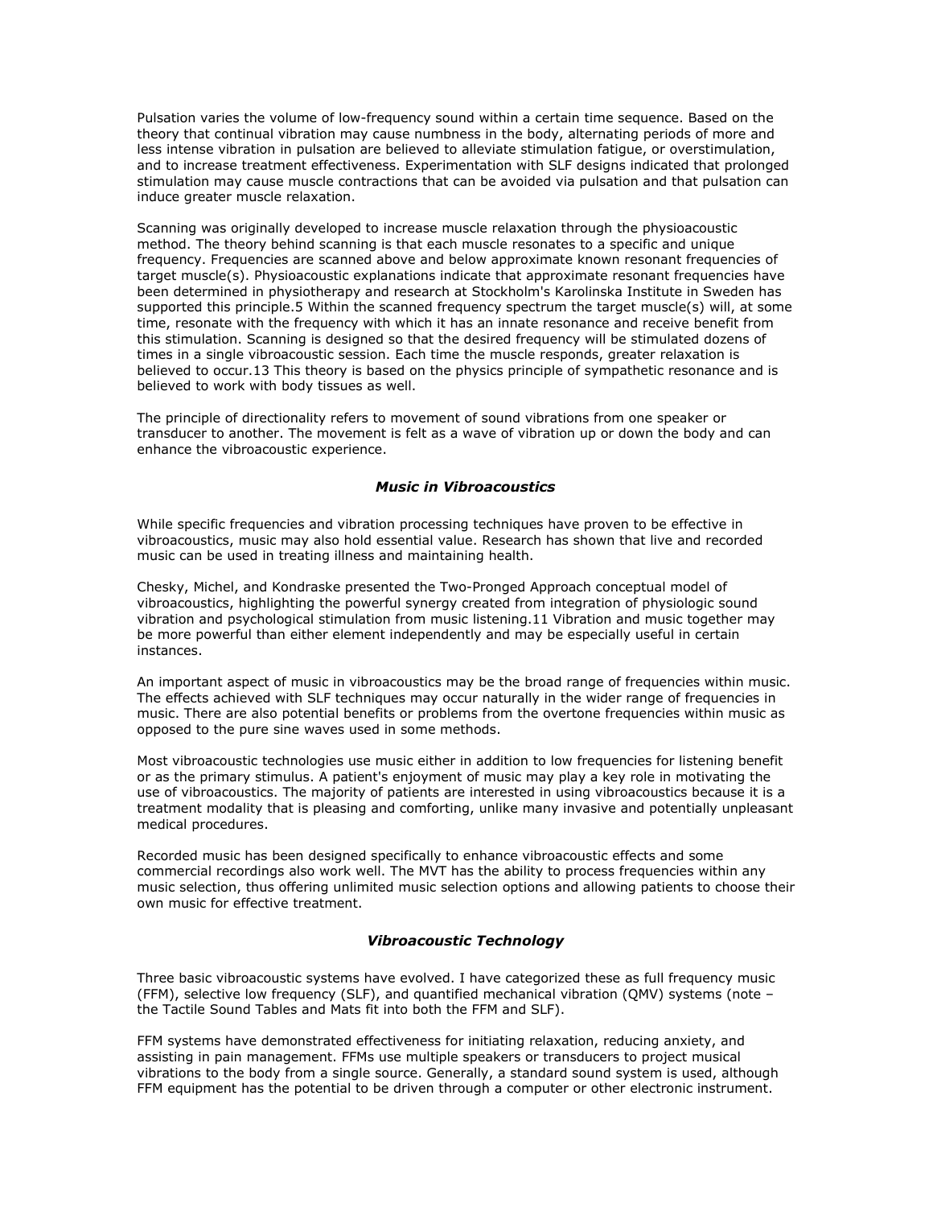Pulsation varies the volume of low-frequency sound within a certain time sequence. Based on the theory that continual vibration may cause numbness in the body, alternating periods of more and less intense vibration in pulsation are believed to alleviate stimulation fatigue, or overstimulation, and to increase treatment effectiveness. Experimentation with SLF designs indicated that prolonged stimulation may cause muscle contractions that can be avoided via pulsation and that pulsation can induce greater muscle relaxation.

Scanning was originally developed to increase muscle relaxation through the physioacoustic method. The theory behind scanning is that each muscle resonates to a specific and unique frequency. Frequencies are scanned above and below approximate known resonant frequencies of target muscle(s). Physioacoustic explanations indicate that approximate resonant frequencies have been determined in physiotherapy and research at Stockholm's Karolinska Institute in Sweden has supported this principle.5 Within the scanned frequency spectrum the target muscle(s) will, at some time, resonate with the frequency with which it has an innate resonance and receive benefit from this stimulation. Scanning is designed so that the desired frequency will be stimulated dozens of times in a single vibroacoustic session. Each time the muscle responds, greater relaxation is believed to occur.13 This theory is based on the physics principle of sympathetic resonance and is believed to work with body tissues as well.

The principle of directionality refers to movement of sound vibrations from one speaker or transducer to another. The movement is felt as a wave of vibration up or down the body and can enhance the vibroacoustic experience.

### *Music in Vibroacoustics*

While specific frequencies and vibration processing techniques have proven to be effective in vibroacoustics, music may also hold essential value. Research has shown that live and recorded music can be used in treating illness and maintaining health.

Chesky, Michel, and Kondraske presented the Two-Pronged Approach conceptual model of vibroacoustics, highlighting the powerful synergy created from integration of physiologic sound vibration and psychological stimulation from music listening.11 Vibration and music together may be more powerful than either element independently and may be especially useful in certain instances.

An important aspect of music in vibroacoustics may be the broad range of frequencies within music. The effects achieved with SLF techniques may occur naturally in the wider range of frequencies in music. There are also potential benefits or problems from the overtone frequencies within music as opposed to the pure sine waves used in some methods.

Most vibroacoustic technologies use music either in addition to low frequencies for listening benefit or as the primary stimulus. A patient's enjoyment of music may play a key role in motivating the use of vibroacoustics. The majority of patients are interested in using vibroacoustics because it is a treatment modality that is pleasing and comforting, unlike many invasive and potentially unpleasant medical procedures.

Recorded music has been designed specifically to enhance vibroacoustic effects and some commercial recordings also work well. The MVT has the ability to process frequencies within any music selection, thus offering unlimited music selection options and allowing patients to choose their own music for effective treatment.

### *Vibroacoustic Technology*

Three basic vibroacoustic systems have evolved. I have categorized these as full frequency music (FFM), selective low frequency (SLF), and quantified mechanical vibration (QMV) systems (note – the Tactile Sound Tables and Mats fit into both the FFM and SLF).

FFM systems have demonstrated effectiveness for initiating relaxation, reducing anxiety, and assisting in pain management. FFMs use multiple speakers or transducers to project musical vibrations to the body from a single source. Generally, a standard sound system is used, although FFM equipment has the potential to be driven through a computer or other electronic instrument.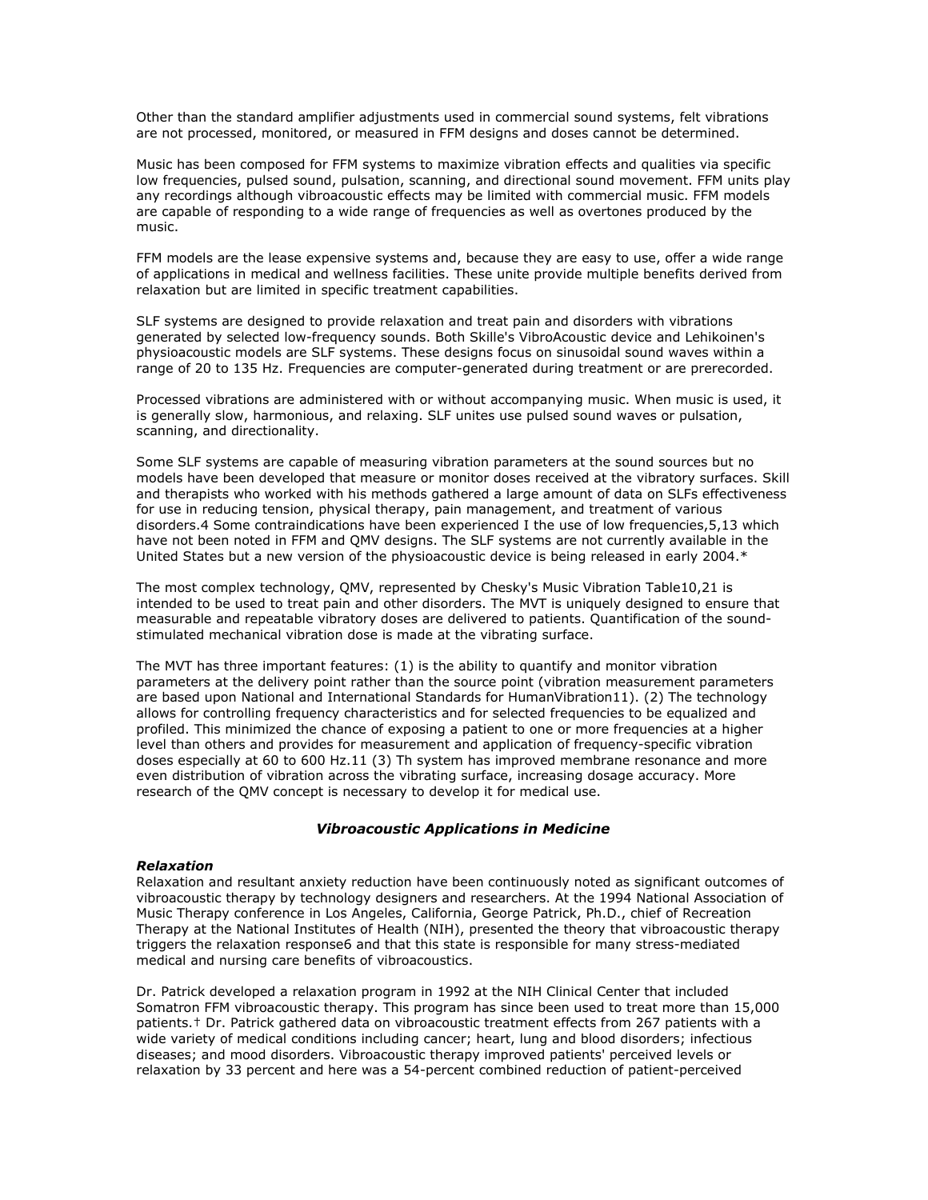Other than the standard amplifier adjustments used in commercial sound systems, felt vibrations are not processed, monitored, or measured in FFM designs and doses cannot be determined.

Music has been composed for FFM systems to maximize vibration effects and qualities via specific low frequencies, pulsed sound, pulsation, scanning, and directional sound movement. FFM units play any recordings although vibroacoustic effects may be limited with commercial music. FFM models are capable of responding to a wide range of frequencies as well as overtones produced by the music.

FFM models are the lease expensive systems and, because they are easy to use, offer a wide range of applications in medical and wellness facilities. These unite provide multiple benefits derived from relaxation but are limited in specific treatment capabilities.

SLF systems are designed to provide relaxation and treat pain and disorders with vibrations generated by selected low-frequency sounds. Both Skille's VibroAcoustic device and Lehikoinen's physioacoustic models are SLF systems. These designs focus on sinusoidal sound waves within a range of 20 to 135 Hz. Frequencies are computer-generated during treatment or are prerecorded.

Processed vibrations are administered with or without accompanying music. When music is used, it is generally slow, harmonious, and relaxing. SLF unites use pulsed sound waves or pulsation, scanning, and directionality.

Some SLF systems are capable of measuring vibration parameters at the sound sources but no models have been developed that measure or monitor doses received at the vibratory surfaces. Skill and therapists who worked with his methods gathered a large amount of data on SLFs effectiveness for use in reducing tension, physical therapy, pain management, and treatment of various disorders.[4] Some contraindications have been experienced I the use of low frequencies,[5,13] which have not been noted in FFM and QMV designs. The SLF systems are not currently available in the United States but a new version of the physioacoustic device is being released in early 2004.*

The most complex technology, QMV, represented by Chesky's Music Vibration Table[10,21] is intended to be used to treat pain and other disorders. The MVT is uniquely designed to ensure that measurable and repeatable vibratory doses are delivered to patients. Quantification of the sound-stimulated mechanical vibration dose is made at the vibrating surface.

The MVT has three important features: (1) is the ability to quantify and monitor vibration parameters at the delivery point rather than the source point (vibration measurement parameters are based upon National and International Standards for HumanVibration[11]). (2) The technology allows for controlling frequency characteristics and for selected frequencies to be equalized and profiled. This minimized the chance of exposing a patient to one or more frequencies at a higher level than others and provides for measurement and application of frequency-specific vibration doses especially at 60 to 600 Hz.[11] (3) Th system has improved membrane resonance and more even distribution of vibration across the vibrating surface, increasing dosage accuracy. More research of the QMV concept is necessary to develop it for medical use.

### *Vibroacoustic Applications in Medicine*

#### *Relaxation*

Relaxation and resultant anxiety reduction have been continuously noted as significant outcomes of vibroacoustic therapy by technology designers and researchers. At the 1994 National Association of Music Therapy conference in Los Angeles, California, George Patrick, Ph.D., chief of Recreation Therapy at the National Institutes of Health (NIH), presented the theory that vibroacoustic therapy triggers the relaxation response[6] and that this state is responsible for many stress-mediated medical and nursing care benefits of vibroacoustics.

Dr. Patrick developed a relaxation program in 1992 at the NIH Clinical Center that included Somatron FFM vibroacoustic therapy. This program has since been used to treat more than 15,000 patients.† Dr. Patrick gathered data on vibroacoustic treatment effects from 267 patients with a wide variety of medical conditions including cancer; heart, lung and blood disorders; infectious diseases; and mood disorders. Vibroacoustic therapy improved patients' perceived levels or relaxation by 33 percent and here was a 54-percent combined reduction of patient-perceived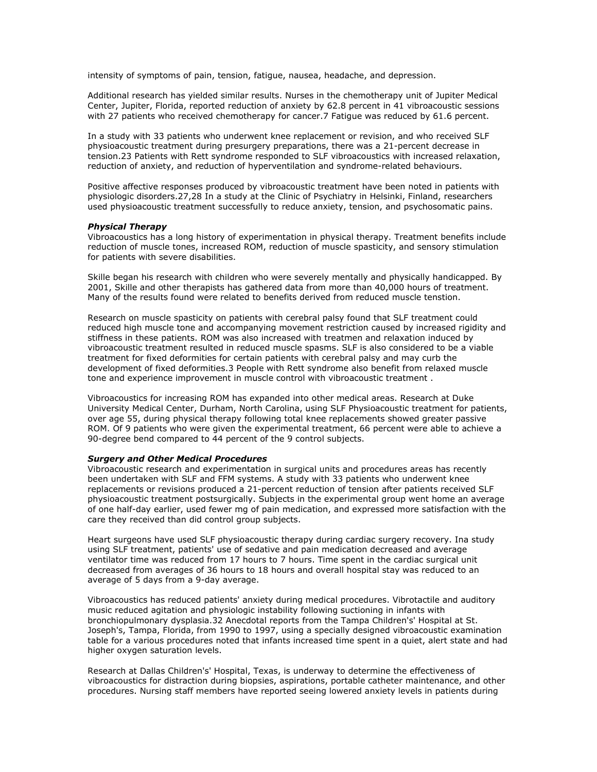intensity of symptoms of pain, tension, fatigue, nausea, headache, and depression.

Additional research has yielded similar results. Nurses in the chemotherapy unit of Jupiter Medical Center, Jupiter, Florida, reported reduction of anxiety by 62.8 percent in 41 vibroacoustic sessions with 27 patients who received chemotherapy for cancer.[7] Fatigue was reduced by 61.6 percent.

In a study with 33 patients who underwent knee replacement or revision, and who received SLF physioacoustic treatment during presurgery preparations, there was a 21-percent decrease in tension.[23] Patients with Rett syndrome responded to SLF vibroacoustics with increased relaxation, reduction of anxiety, and reduction of hyperventilation and syndrome-related behaviours.

Positive affective responses produced by vibroacoustic treatment have been noted in patients with physiologic disorders.[27,28] In a study at the Clinic of Psychiatry in Helsinki, Finland, researchers used physioacoustic treatment successfully to reduce anxiety, tension, and psychosomatic pains.

***Physical Therapy***

Vibroacoustics has a long history of experimentation in physical therapy. Treatment benefits include reduction of muscle tones, increased ROM, reduction of muscle spasticity, and sensory stimulation for patients with severe disabilities.

Skille began his research with children who were severely mentally and physically handicapped. By 2001, Skille and other therapists has gathered data from more than 40,000 hours of treatment. Many of the results found were related to benefits derived from reduced muscle tenstion.

Research on muscle spasticity on patients with cerebral palsy found that SLF treatment could reduced high muscle tone and accompanying movement restriction caused by increased rigidity and stiffness in these patients. ROM was also increased with treatmen and relaxation induced by vibroacoustic treatment resulted in reduced muscle spasms. SLF is also considered to be a viable treatment for fixed deformities for certain patients with cerebral palsy and may curb the development of fixed deformities.[3] People with Rett syndrome also benefit from relaxed muscle tone and experience improvement in muscle control with vibroacoustic treatment .

Vibroacoustics for increasing ROM has expanded into other medical areas. Research at Duke University Medical Center, Durham, North Carolina, using SLF Physioacoustic treatment for patients, over age 55, during physical therapy following total knee replacements showed greater passive ROM. Of 9 patients who were given the experimental treatment, 66 percent were able to achieve a 90-degree bend compared to 44 percent of the 9 control subjects.

***Surgery and Other Medical Procedures***

Vibroacoustic research and experimentation in surgical units and procedures areas has recently been undertaken with SLF and FFM systems. A study with 33 patients who underwent knee replacements or revisions produced a 21-percent reduction of tension after patients received SLF physioacoustic treatment postsurgically. Subjects in the experimental group went home an average of one half-day earlier, used fewer mg of pain medication, and expressed more satisfaction with the care they received than did control group subjects.

Heart surgeons have used SLF physioacoustic therapy during cardiac surgery recovery. Ina study using SLF treatment, patients' use of sedative and pain medication decreased and average ventilator time was reduced from 17 hours to 7 hours. Time spent in the cardiac surgical unit decreased from averages of 36 hours to 18 hours and overall hospital stay was reduced to an average of 5 days from a 9-day average.

Vibroacoustics has reduced patients' anxiety during medical procedures. Vibrotactile and auditory music reduced agitation and physiologic instability following suctioning in infants with bronchiopulmonary dysplasia.[32] Anecdotal reports from the Tampa Children's' Hospital at St. Joseph's, Tampa, Florida, from 1990 to 1997, using a specially designed vibroacoustic examination table for a various procedures noted that infants increased time spent in a quiet, alert state and had higher oxygen saturation levels.

Research at Dallas Children's' Hospital, Texas, is underway to determine the effectiveness of vibroacoustics for distraction during biopsies, aspirations, portable catheter maintenance, and other procedures. Nursing staff members have reported seeing lowered anxiety levels in patients during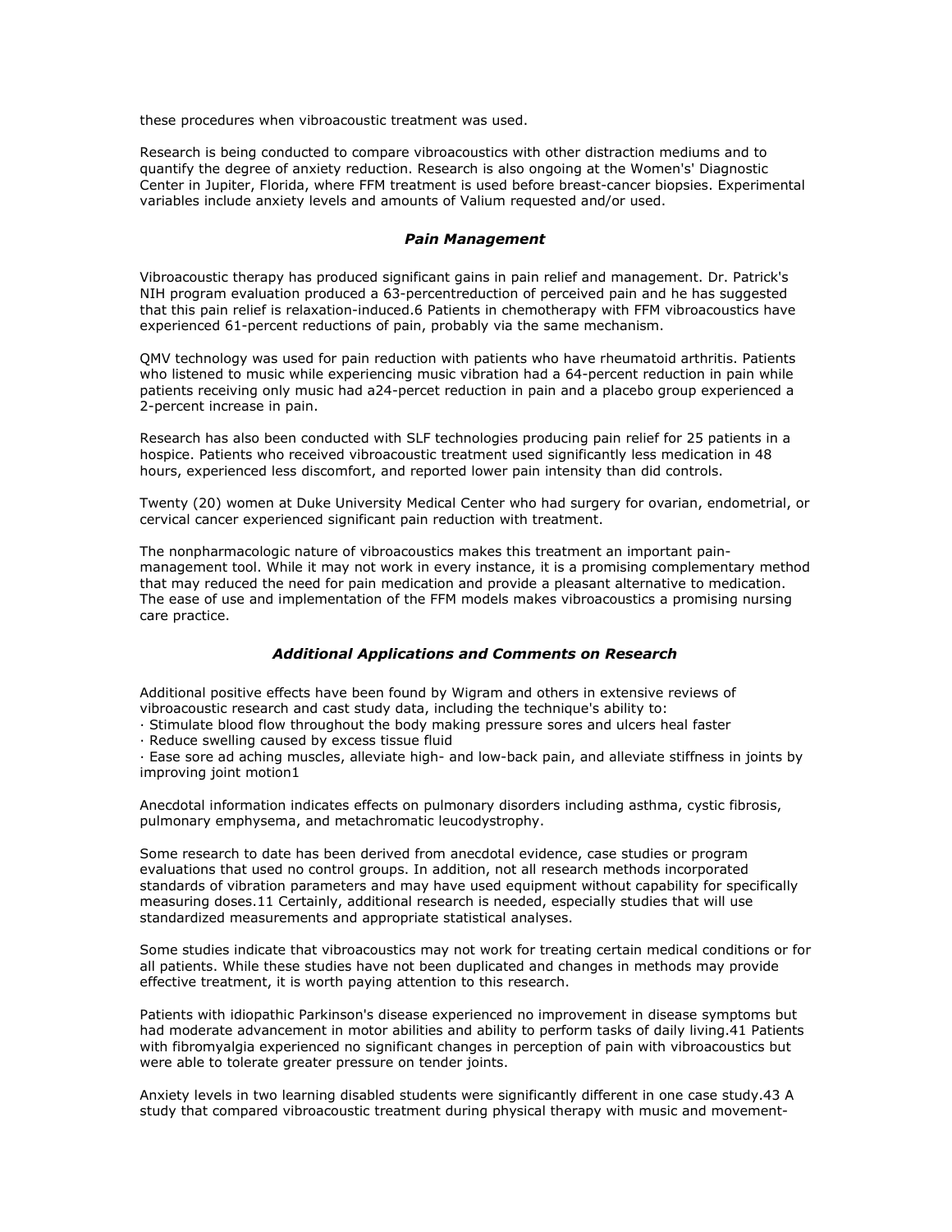these procedures when vibroacoustic treatment was used.

Research is being conducted to compare vibroacoustics with other distraction mediums and to quantify the degree of anxiety reduction. Research is also ongoing at the Women's' Diagnostic Center in Jupiter, Florida, where FFM treatment is used before breast-cancer biopsies. Experimental variables include anxiety levels and amounts of Valium requested and/or used.

### *Pain Management*

Vibroacoustic therapy has produced significant gains in pain relief and management. Dr. Patrick's NIH program evaluation produced a 63-percentreduction of perceived pain and he has suggested that this pain relief is relaxation-induced.6 Patients in chemotherapy with FFM vibroacoustics have experienced 61-percent reductions of pain, probably via the same mechanism.

QMV technology was used for pain reduction with patients who have rheumatoid arthritis. Patients who listened to music while experiencing music vibration had a 64-percent reduction in pain while patients receiving only music had a24-percet reduction in pain and a placebo group experienced a 2-percent increase in pain.

Research has also been conducted with SLF technologies producing pain relief for 25 patients in a hospice. Patients who received vibroacoustic treatment used significantly less medication in 48 hours, experienced less discomfort, and reported lower pain intensity than did controls.

Twenty (20) women at Duke University Medical Center who had surgery for ovarian, endometrial, or cervical cancer experienced significant pain reduction with treatment.

The nonpharmacologic nature of vibroacoustics makes this treatment an important pain-management tool. While it may not work in every instance, it is a promising complementary method that may reduced the need for pain medication and provide a pleasant alternative to medication. The ease of use and implementation of the FFM models makes vibroacoustics a promising nursing care practice.

### *Additional Applications and Comments on Research*

Additional positive effects have been found by Wigram and others in extensive reviews of vibroacoustic research and cast study data, including the technique's ability to:

· Stimulate blood flow throughout the body making pressure sores and ulcers heal faster
· Reduce swelling caused by excess tissue fluid
· Ease sore ad aching muscles, alleviate high- and low-back pain, and alleviate stiffness in joints by improving joint motion1

Anecdotal information indicates effects on pulmonary disorders including asthma, cystic fibrosis, pulmonary emphysema, and metachromatic leucodystrophy.

Some research to date has been derived from anecdotal evidence, case studies or program evaluations that used no control groups. In addition, not all research methods incorporated standards of vibration parameters and may have used equipment without capability for specifically measuring doses.11 Certainly, additional research is needed, especially studies that will use standardized measurements and appropriate statistical analyses.

Some studies indicate that vibroacoustics may not work for treating certain medical conditions or for all patients. While these studies have not been duplicated and changes in methods may provide effective treatment, it is worth paying attention to this research.

Patients with idiopathic Parkinson's disease experienced no improvement in disease symptoms but had moderate advancement in motor abilities and ability to perform tasks of daily living.41 Patients with fibromyalgia experienced no significant changes in perception of pain with vibroacoustics but were able to tolerate greater pressure on tender joints.

Anxiety levels in two learning disabled students were significantly different in one case study.43 A study that compared vibroacoustic treatment during physical therapy with music and movement-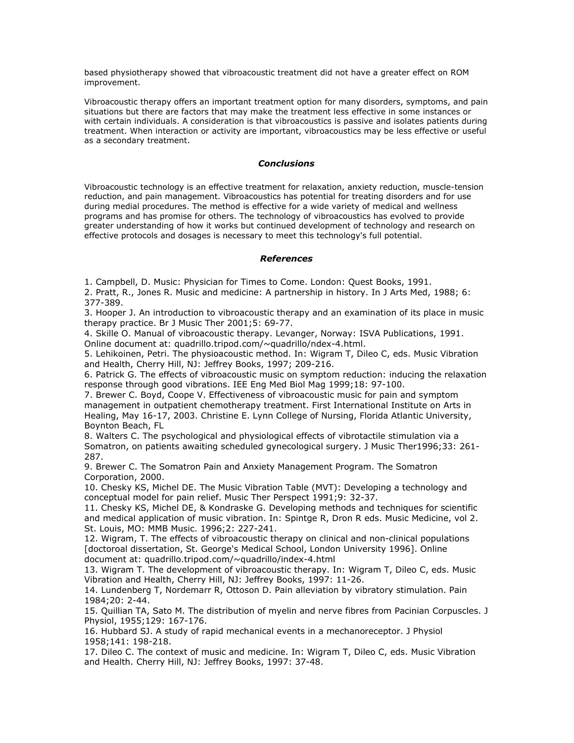based physiotherapy showed that vibroacoustic treatment did not have a greater effect on ROM improvement.

Vibroacoustic therapy offers an important treatment option for many disorders, symptoms, and pain situations but there are factors that may make the treatment less effective in some instances or with certain individuals. A consideration is that vibroacoustics is passive and isolates patients during treatment. When interaction or activity are important, vibroacoustics may be less effective or useful as a secondary treatment.

### *Conclusions*

Vibroacoustic technology is an effective treatment for relaxation, anxiety reduction, muscle-tension reduction, and pain management. Vibroacoustics has potential for treating disorders and for use during medial procedures. The method is effective for a wide variety of medical and wellness programs and has promise for others. The technology of vibroacoustics has evolved to provide greater understanding of how it works but continued development of technology and research on effective protocols and dosages is necessary to meet this technology's full potential.

### *References*

1. Campbell, D. Music: Physician for Times to Come. London: Quest Books, 1991.
2. Pratt, R., Jones R. Music and medicine: A partnership in history. In J Arts Med, 1988; 6: 377-389.
3. Hooper J. An introduction to vibroacoustic therapy and an examination of its place in music therapy practice. Br J Music Ther 2001;5: 69-77.
4. Skille O. Manual of vibroacoustic therapy. Levanger, Norway: ISVA Publications, 1991. Online document at: quadrillo.tripod.com/~quadrillo/ndex-4.html.
5. Lehikoinen, Petri. The physioacoustic method. In: Wigram T, Dileo C, eds. Music Vibration and Health, Cherry Hill, NJ: Jeffrey Books, 1997; 209-216.
6. Patrick G. The effects of vibroacoustic music on symptom reduction: inducing the relaxation response through good vibrations. IEE Eng Med Biol Mag 1999;18: 97-100.
7. Brewer C. Boyd, Coope V. Effectiveness of vibroacoustic music for pain and symptom management in outpatient chemotherapy treatment. First International Institute on Arts in Healing, May 16-17, 2003. Christine E. Lynn College of Nursing, Florida Atlantic University, Boynton Beach, FL
8. Walters C. The psychological and physiological effects of vibrotactile stimulation via a Somatron, on patients awaiting scheduled gynecological surgery. J Music Ther1996;33: 261-287.
9. Brewer C. The Somatron Pain and Anxiety Management Program. The Somatron Corporation, 2000.
10. Chesky KS, Michel DE. The Music Vibration Table (MVT): Developing a technology and conceptual model for pain relief. Music Ther Perspect 1991;9: 32-37.
11. Chesky KS, Michel DE, & Kondraske G. Developing methods and techniques for scientific and medical application of music vibration. In: Spintge R, Dron R eds. Music Medicine, vol 2. St. Louis, MO: MMB Music. 1996;2: 227-241.
12. Wigram, T. The effects of vibroacoustic therapy on clinical and non-clinical populations [doctoroal dissertation, St. George's Medical School, London University 1996]. Online document at: quadrillo.tripod.com/~quadrillo/index-4.html
13. Wigram T. The development of vibroacoustic therapy. In: Wigram T, Dileo C, eds. Music Vibration and Health, Cherry Hill, NJ: Jeffrey Books, 1997: 11-26.
14. Lundenberg T, Nordemarr R, Ottoson D. Pain alleviation by vibratory stimulation. Pain 1984;20: 2-44.
15. Quillian TA, Sato M. The distribution of myelin and nerve fibres from Pacinian Corpuscles. J Physiol, 1955;129: 167-176.
16. Hubbard SJ. A study of rapid mechanical events in a mechanoreceptor. J Physiol 1958;141: 198-218.
17. Dileo C. The context of music and medicine. In: Wigram T, Dileo C, eds. Music Vibration and Health. Cherry Hill, NJ: Jeffrey Books, 1997: 37-48.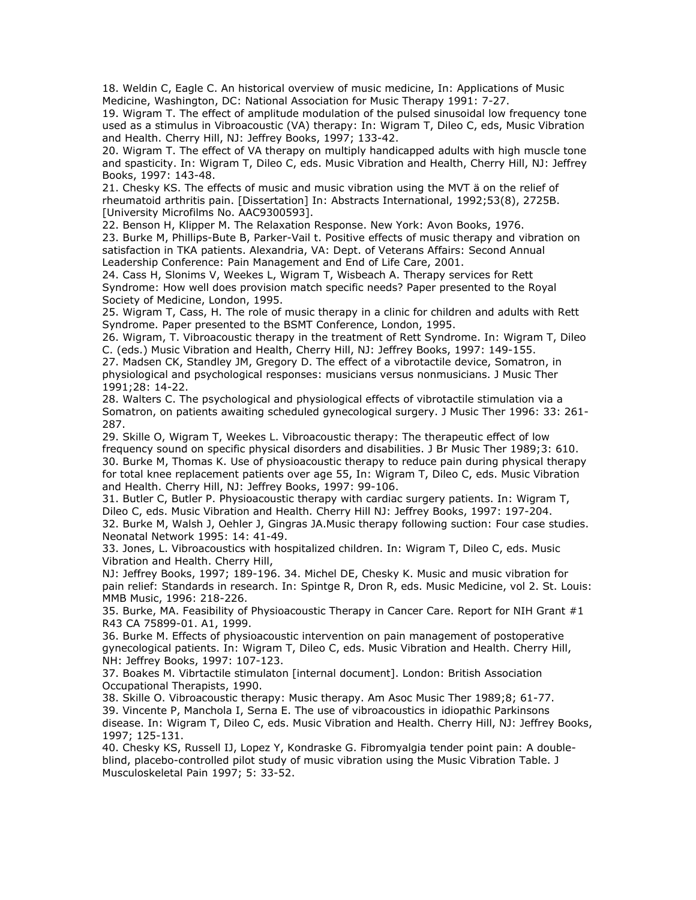18. Weldin C, Eagle C. An historical overview of music medicine, In: Applications of Music Medicine, Washington, DC: National Association for Music Therapy 1991: 7-27.

19. Wigram T. The effect of amplitude modulation of the pulsed sinusoidal low frequency tone used as a stimulus in Vibroacoustic (VA) therapy: In: Wigram T, Dileo C, eds, Music Vibration and Health. Cherry Hill, NJ: Jeffrey Books, 1997; 133-42.

20. Wigram T. The effect of VA therapy on multiply handicapped adults with high muscle tone and spasticity. In: Wigram T, Dileo C, eds. Music Vibration and Health, Cherry Hill, NJ: Jeffrey Books, 1997: 143-48.

21. Chesky KS. The effects of music and music vibration using the MVT ä on the relief of rheumatoid arthritis pain. [Dissertation] In: Abstracts International, 1992;53(8), 2725B. [University Microfilms No. AAC9300593].

22. Benson H, Klipper M. The Relaxation Response. New York: Avon Books, 1976.

23. Burke M, Phillips-Bute B, Parker-Vail t. Positive effects of music therapy and vibration on satisfaction in TKA patients. Alexandria, VA: Dept. of Veterans Affairs: Second Annual Leadership Conference: Pain Management and End of Life Care, 2001.

24. Cass H, Slonims V, Weekes L, Wigram T, Wisbeach A. Therapy services for Rett Syndrome: How well does provision match specific needs? Paper presented to the Royal Society of Medicine, London, 1995.

25. Wigram T, Cass, H. The role of music therapy in a clinic for children and adults with Rett Syndrome. Paper presented to the BSMT Conference, London, 1995.

26. Wigram, T. Vibroacoustic therapy in the treatment of Rett Syndrome. In: Wigram T, Dileo C. (eds.) Music Vibration and Health, Cherry Hill, NJ: Jeffrey Books, 1997: 149-155.

27. Madsen CK, Standley JM, Gregory D. The effect of a vibrotactile device, Somatron, in physiological and psychological responses: musicians versus nonmusicians. J Music Ther 1991;28: 14-22.

28. Walters C. The psychological and physiological effects of vibrotactile stimulation via a Somatron, on patients awaiting scheduled gynecological surgery. J Music Ther 1996: 33: 261-287.

29. Skille O, Wigram T, Weekes L. Vibroacoustic therapy: The therapeutic effect of low frequency sound on specific physical disorders and disabilities. J Br Music Ther 1989;3: 610.

30. Burke M, Thomas K. Use of physioacoustic therapy to reduce pain during physical therapy for total knee replacement patients over age 55, In: Wigram T, Dileo C, eds. Music Vibration and Health. Cherry Hill, NJ: Jeffrey Books, 1997: 99-106.

31. Butler C, Butler P. Physioacoustic therapy with cardiac surgery patients. In: Wigram T, Dileo C, eds. Music Vibration and Health. Cherry Hill NJ: Jeffrey Books, 1997: 197-204.

32. Burke M, Walsh J, Oehler J, Gingras JA.Music therapy following suction: Four case studies. Neonatal Network 1995: 14: 41-49.

33. Jones, L. Vibroacoustics with hospitalized children. In: Wigram T, Dileo C, eds. Music Vibration and Health. Cherry Hill, NJ: Jeffrey Books, 1997; 189-196.

34. Michel DE, Chesky K. Music and music vibration for pain relief: Standards in research. In: Spintge R, Dron R, eds. Music Medicine, vol 2. St. Louis: MMB Music, 1996: 218-226.

35. Burke, MA. Feasibility of Physioacoustic Therapy in Cancer Care. Report for NIH Grant #1 R43 CA 75899-01. A1, 1999.

36. Burke M. Effects of physioacoustic intervention on pain management of postoperative gynecological patients. In: Wigram T, Dileo C, eds. Music Vibration and Health. Cherry Hill, NH: Jeffrey Books, 1997: 107-123.

37. Boakes M. Vibrtactile stimulaton [internal document]. London: British Association Occupational Therapists, 1990.

38. Skille O. Vibroacoustic therapy: Music therapy. Am Asoc Music Ther 1989;8; 61-77.

39. Vincente P, Manchola I, Serna E. The use of vibroacoustics in idiopathic Parkinsons disease. In: Wigram T, Dileo C, eds. Music Vibration and Health. Cherry Hill, NJ: Jeffrey Books, 1997; 125-131.

40. Chesky KS, Russell IJ, Lopez Y, Kondraske G. Fibromyalgia tender point pain: A double-blind, placebo-controlled pilot study of music vibration using the Music Vibration Table. J Musculoskeletal Pain 1997; 5: 33-52.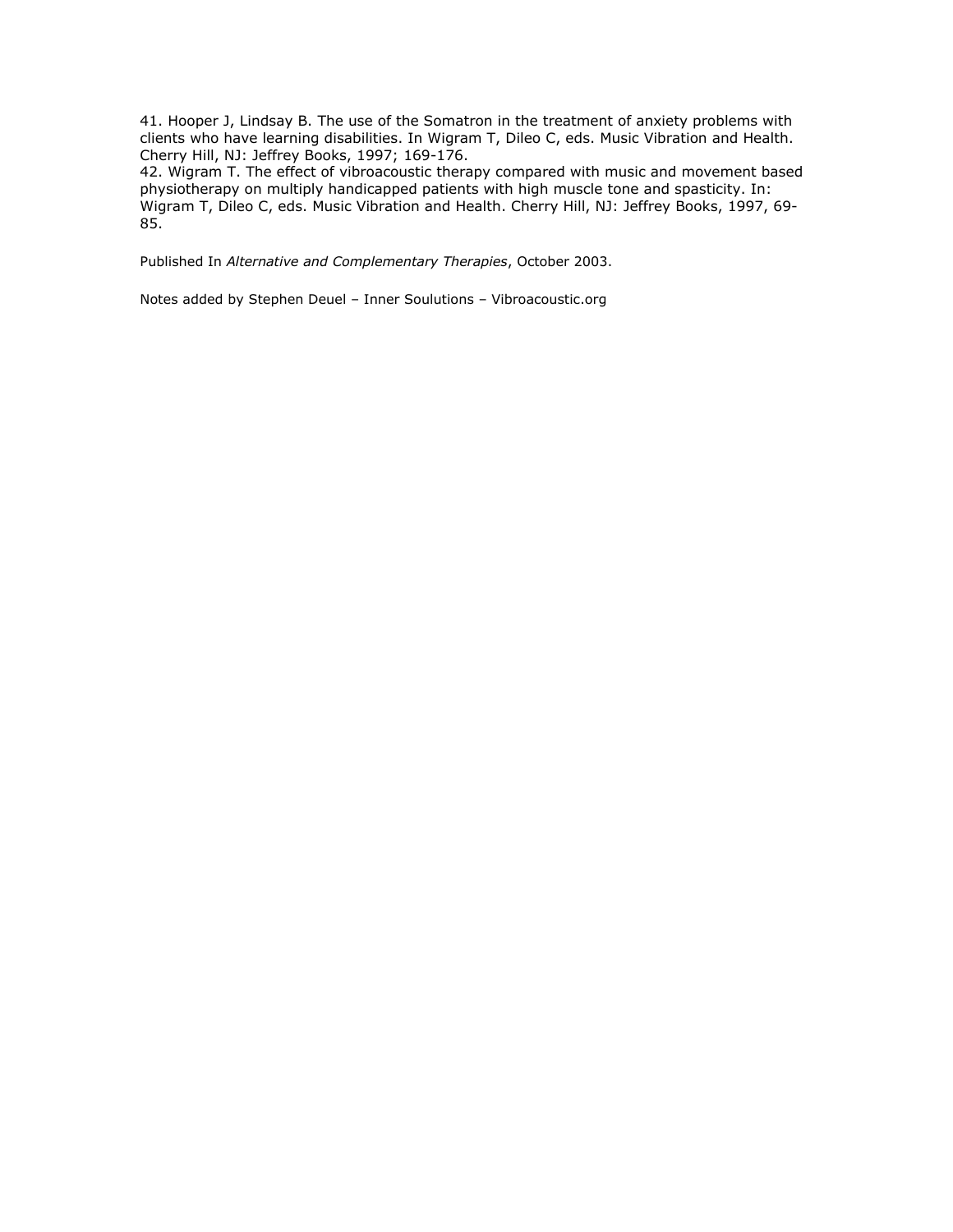41. Hooper J, Lindsay B. The use of the Somatron in the treatment of anxiety problems with clients who have learning disabilities. In Wigram T, Dileo C, eds. Music Vibration and Health. Cherry Hill, NJ: Jeffrey Books, 1997; 169-176.

42. Wigram T. The effect of vibroacoustic therapy compared with music and movement based physiotherapy on multiply handicapped patients with high muscle tone and spasticity. In: Wigram T, Dileo C, eds. Music Vibration and Health. Cherry Hill, NJ: Jeffrey Books, 1997, 69-85.

Published In *Alternative and Complementary Therapies*, October 2003.

Notes added by Stephen Deuel – Inner Soulutions – Vibroacoustic.org